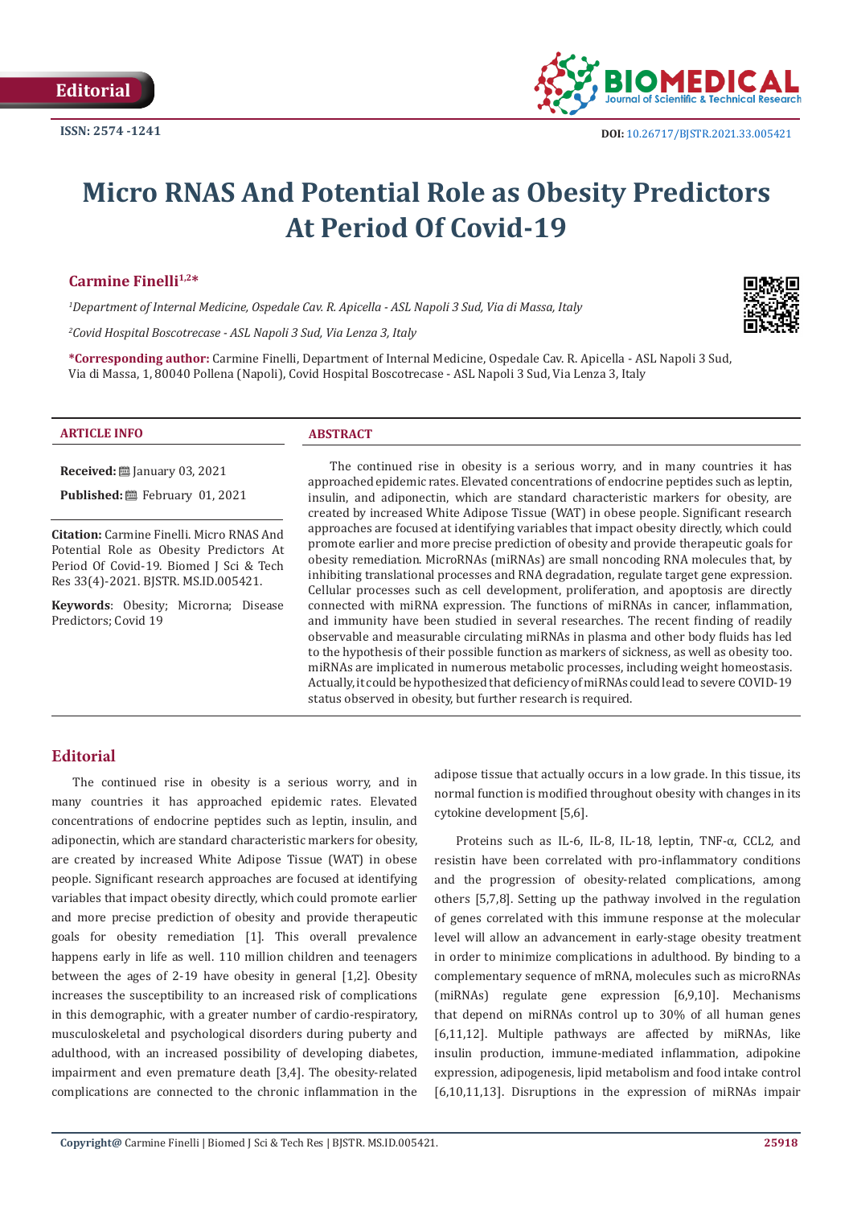Editorial

ISSN: 2574 -1241

DOI: 10.26717/BJSTR.2021.33.005421

# Micro RNAS And Potential Role as Obesity Predictors At Period Of Covid-19

**Carmine Finelli[1,2]*\***

*[1]Department of Internal Medicine, Ospedale Cav. R. Apicella - ASL Napoli 3 Sud, Via di Massa, Italy*

*[2]Covid Hospital Boscotrecase - ASL Napoli 3 Sud, Via Lenza 3, Italy*

**\*Corresponding author:** Carmine Finelli, Department of Internal Medicine, Ospedale Cav. R. Apicella - ASL Napoli 3 Sud, Via di Massa, 1, 80040 Pollena (Napoli), Covid Hospital Boscotrecase - ASL Napoli 3 Sud, Via Lenza 3, Italy

## ARTICLE INFO

**Received:** January 03, 2021

**Published:** February 01, 2021

**Citation:** Carmine Finelli. Micro RNAS And Potential Role as Obesity Predictors At Period Of Covid-19. Biomed J Sci & Tech Res 33(4)-2021. BJSTR. MS.ID.005421.

**Keywords**: Obesity; Microrna; Disease Predictors; Covid 19

## ABSTRACT

The continued rise in obesity is a serious worry, and in many countries it has approached epidemic rates. Elevated concentrations of endocrine peptides such as leptin, insulin, and adiponectin, which are standard characteristic markers for obesity, are created by increased White Adipose Tissue (WAT) in obese people. Significant research approaches are focused at identifying variables that impact obesity directly, which could promote earlier and more precise prediction of obesity and provide therapeutic goals for obesity remediation. MicroRNAs (miRNAs) are small noncoding RNA molecules that, by inhibiting translational processes and RNA degradation, regulate target gene expression. Cellular processes such as cell development, proliferation, and apoptosis are directly connected with miRNA expression. The functions of miRNAs in cancer, inflammation, and immunity have been studied in several researches. The recent finding of readily observable and measurable circulating miRNAs in plasma and other body fluids has led to the hypothesis of their possible function as markers of sickness, as well as obesity too. miRNAs are implicated in numerous metabolic processes, including weight homeostasis. Actually, it could be hypothesized that deficiency of miRNAs could lead to severe COVID-19 status observed in obesity, but further research is required.

## Editorial

The continued rise in obesity is a serious worry, and in many countries it has approached epidemic rates. Elevated concentrations of endocrine peptides such as leptin, insulin, and adiponectin, which are standard characteristic markers for obesity, are created by increased White Adipose Tissue (WAT) in obese people. Significant research approaches are focused at identifying variables that impact obesity directly, which could promote earlier and more precise prediction of obesity and provide therapeutic goals for obesity remediation [1]. This overall prevalence happens early in life as well. 110 million children and teenagers between the ages of 2-19 have obesity in general [1,2]. Obesity increases the susceptibility to an increased risk of complications in this demographic, with a greater number of cardio-respiratory, musculoskeletal and psychological disorders during puberty and adulthood, with an increased possibility of developing diabetes, impairment and even premature death [3,4]. The obesity-related complications are connected to the chronic inflammation in the adipose tissue that actually occurs in a low grade. In this tissue, its normal function is modified throughout obesity with changes in its cytokine development [5,6].

Proteins such as IL-6, IL-8, IL-18, leptin, TNF-α, CCL2, and resistin have been correlated with pro-inflammatory conditions and the progression of obesity-related complications, among others [5,7,8]. Setting up the pathway involved in the regulation of genes correlated with this immune response at the molecular level will allow an advancement in early-stage obesity treatment in order to minimize complications in adulthood. By binding to a complementary sequence of mRNA, molecules such as microRNAs (miRNAs) regulate gene expression [6,9,10]. Mechanisms that depend on miRNAs control up to 30% of all human genes [6,11,12]. Multiple pathways are affected by miRNAs, like insulin production, immune-mediated inflammation, adipokine expression, adipogenesis, lipid metabolism and food intake control [6,10,11,13]. Disruptions in the expression of miRNAs impair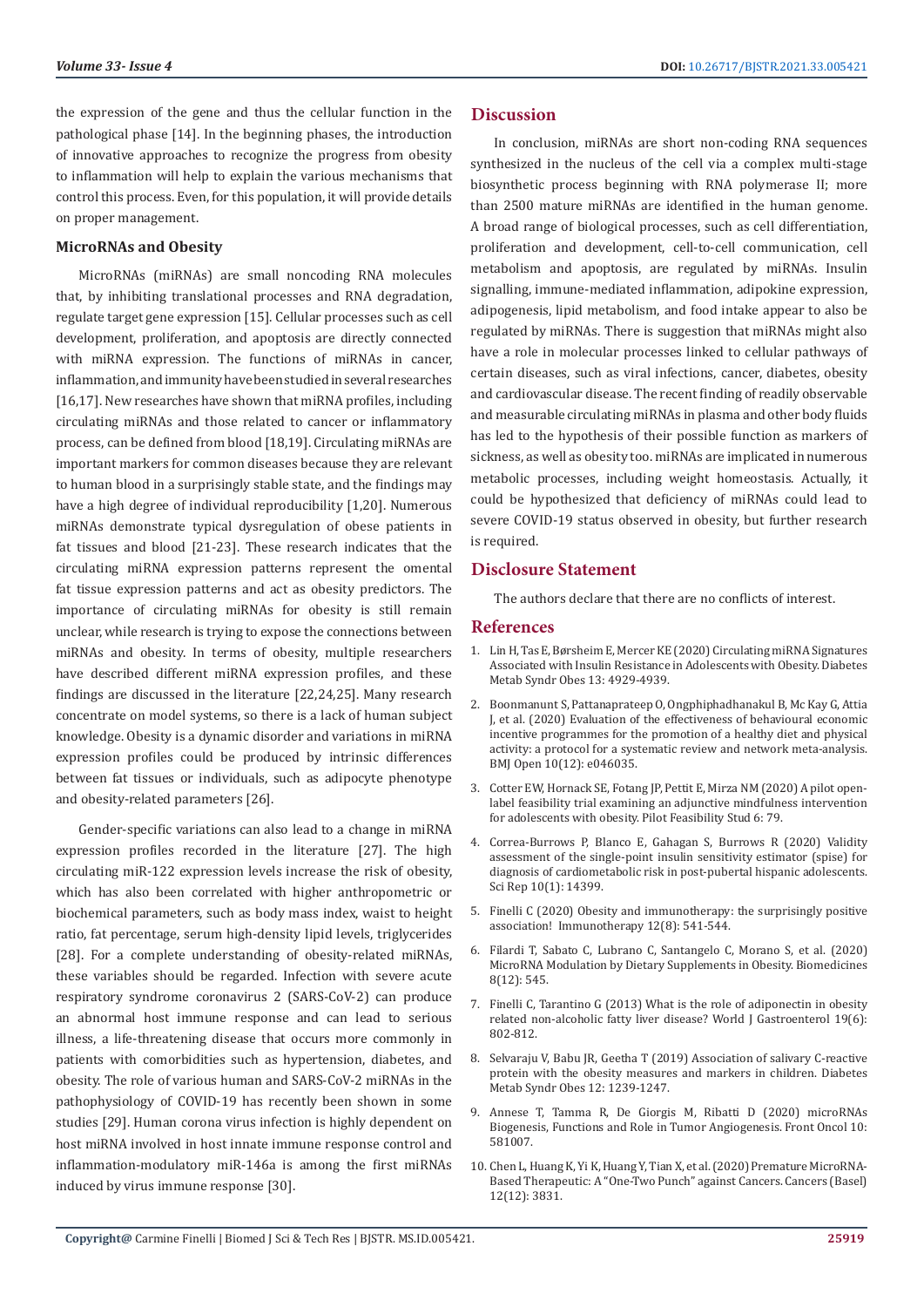the expression of the gene and thus the cellular function in the pathological phase [14]. In the beginning phases, the introduction of innovative approaches to recognize the progress from obesity to inflammation will help to explain the various mechanisms that control this process. Even, for this population, it will provide details on proper management.

### MicroRNAs and Obesity

MicroRNAs (miRNAs) are small noncoding RNA molecules that, by inhibiting translational processes and RNA degradation, regulate target gene expression [15]. Cellular processes such as cell development, proliferation, and apoptosis are directly connected with miRNA expression. The functions of miRNAs in cancer, inflammation, and immunity have been studied in several researches [16,17]. New researches have shown that miRNA profiles, including circulating miRNAs and those related to cancer or inflammatory process, can be defined from blood [18,19]. Circulating miRNAs are important markers for common diseases because they are relevant to human blood in a surprisingly stable state, and the findings may have a high degree of individual reproducibility [1,20]. Numerous miRNAs demonstrate typical dysregulation of obese patients in fat tissues and blood [21-23]. These research indicates that the circulating miRNA expression patterns represent the omental fat tissue expression patterns and act as obesity predictors. The importance of circulating miRNAs for obesity is still remain unclear, while research is trying to expose the connections between miRNAs and obesity. In terms of obesity, multiple researchers have described different miRNA expression profiles, and these findings are discussed in the literature [22,24,25]. Many research concentrate on model systems, so there is a lack of human subject knowledge. Obesity is a dynamic disorder and variations in miRNA expression profiles could be produced by intrinsic differences between fat tissues or individuals, such as adipocyte phenotype and obesity-related parameters [26].

Gender-specific variations can also lead to a change in miRNA expression profiles recorded in the literature [27]. The high circulating miR-122 expression levels increase the risk of obesity, which has also been correlated with higher anthropometric or biochemical parameters, such as body mass index, waist to height ratio, fat percentage, serum high-density lipid levels, triglycerides [28]. For a complete understanding of obesity-related miRNAs, these variables should be regarded. Infection with severe acute respiratory syndrome coronavirus 2 (SARS-CoV-2) can produce an abnormal host immune response and can lead to serious illness, a life-threatening disease that occurs more commonly in patients with comorbidities such as hypertension, diabetes, and obesity. The role of various human and SARS-CoV-2 miRNAs in the pathophysiology of COVID-19 has recently been shown in some studies [29]. Human corona virus infection is highly dependent on host miRNA involved in host innate immune response control and inflammation-modulatory miR-146a is among the first miRNAs induced by virus immune response [30].

## Discussion

In conclusion, miRNAs are short non-coding RNA sequences synthesized in the nucleus of the cell via a complex multi-stage biosynthetic process beginning with RNA polymerase II; more than 2500 mature miRNAs are identified in the human genome. A broad range of biological processes, such as cell differentiation, proliferation and development, cell-to-cell communication, cell metabolism and apoptosis, are regulated by miRNAs. Insulin signalling, immune-mediated inflammation, adipokine expression, adipogenesis, lipid metabolism, and food intake appear to also be regulated by miRNAs. There is suggestion that miRNAs might also have a role in molecular processes linked to cellular pathways of certain diseases, such as viral infections, cancer, diabetes, obesity and cardiovascular disease. The recent finding of readily observable and measurable circulating miRNAs in plasma and other body fluids has led to the hypothesis of their possible function as markers of sickness, as well as obesity too. miRNAs are implicated in numerous metabolic processes, including weight homeostasis. Actually, it could be hypothesized that deficiency of miRNAs could lead to severe COVID-19 status observed in obesity, but further research is required.

## Disclosure Statement

The authors declare that there are no conflicts of interest.

## References

1. Lin H, Tas E, Børsheim E, Mercer KE (2020) Circulating miRNA Signatures Associated with Insulin Resistance in Adolescents with Obesity. Diabetes Metab Syndr Obes 13: 4929-4939.
2. Boonmanunt S, Pattanaprateep O, Ongphiphadhanakul B, Mc Kay G, Attia J, et al. (2020) Evaluation of the effectiveness of behavioural economic incentive programmes for the promotion of a healthy diet and physical activity: a protocol for a systematic review and network meta-analysis. BMJ Open 10(12): e046035.
3. Cotter EW, Hornack SE, Fotang JP, Pettit E, Mirza NM (2020) A pilot open-label feasibility trial examining an adjunctive mindfulness intervention for adolescents with obesity. Pilot Feasibility Stud 6: 79.
4. Correa-Burrows P, Blanco E, Gahagan S, Burrows R (2020) Validity assessment of the single-point insulin sensitivity estimator (spise) for diagnosis of cardiometabolic risk in post-pubertal hispanic adolescents. Sci Rep 10(1): 14399.
5. Finelli C (2020) Obesity and immunotherapy: the surprisingly positive association! Immunotherapy 12(8): 541-544.
6. Filardi T, Sabato C, Lubrano C, Santangelo C, Morano S, et al. (2020) MicroRNA Modulation by Dietary Supplements in Obesity. Biomedicines 8(12): 545.
7. Finelli C, Tarantino G (2013) What is the role of adiponectin in obesity related non-alcoholic fatty liver disease? World J Gastroenterol 19(6): 802-812.
8. Selvaraju V, Babu JR, Geetha T (2019) Association of salivary C-reactive protein with the obesity measures and markers in children. Diabetes Metab Syndr Obes 12: 1239-1247.
9. Annese T, Tamma R, De Giorgis M, Ribatti D (2020) microRNAs Biogenesis, Functions and Role in Tumor Angiogenesis. Front Oncol 10: 581007.
10. Chen L, Huang K, Yi K, Huang Y, Tian X, et al. (2020) Premature MicroRNA-Based Therapeutic: A "One-Two Punch" against Cancers. Cancers (Basel) 12(12): 3831.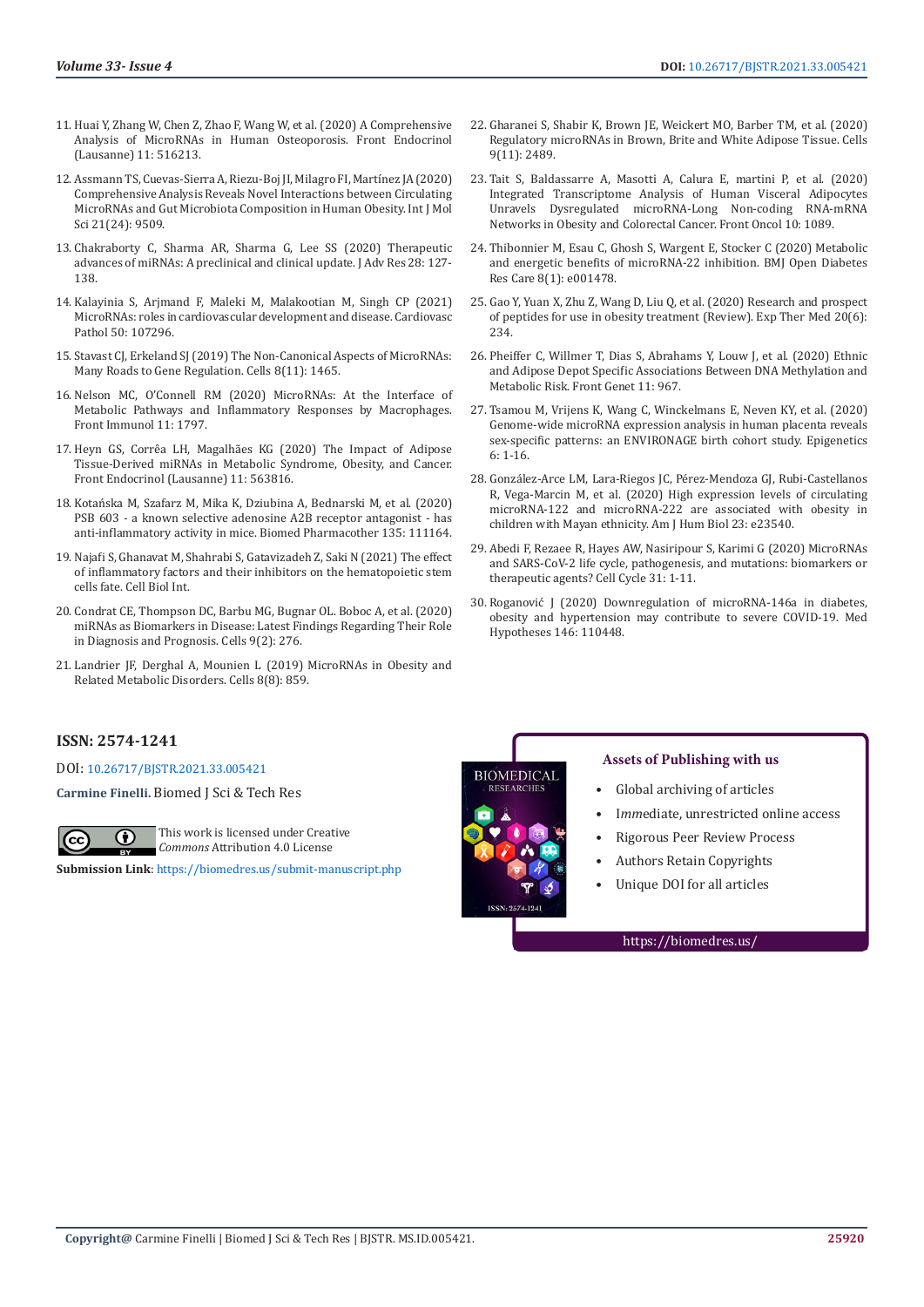11. Huai Y, Zhang W, Chen Z, Zhao F, Wang W, et al. (2020) A Comprehensive Analysis of MicroRNAs in Human Osteoporosis. Front Endocrinol (Lausanne) 11: 516213.

12. Assmann TS, Cuevas-Sierra A, Riezu-Boj JI, Milagro FI, Martínez JA (2020) Comprehensive Analysis Reveals Novel Interactions between Circulating MicroRNAs and Gut Microbiota Composition in Human Obesity. Int J Mol Sci 21(24): 9509.

13. Chakraborty C, Sharma AR, Sharma G, Lee SS (2020) Therapeutic advances of miRNAs: A preclinical and clinical update. J Adv Res 28: 127-138.

14. Kalayinia S, Arjmand F, Maleki M, Malakootian M, Singh CP (2021) MicroRNAs: roles in cardiovascular development and disease. Cardiovasc Pathol 50: 107296.

15. Stavast CJ, Erkeland SJ (2019) The Non-Canonical Aspects of MicroRNAs: Many Roads to Gene Regulation. Cells 8(11): 1465.

16. Nelson MC, O'Connell RM (2020) MicroRNAs: At the Interface of Metabolic Pathways and Inflammatory Responses by Macrophages. Front Immunol 11: 1797.

17. Heyn GS, Corrêa LH, Magalhães KG (2020) The Impact of Adipose Tissue-Derived miRNAs in Metabolic Syndrome, Obesity, and Cancer. Front Endocrinol (Lausanne) 11: 563816.

18. Kotańska M, Szafarz M, Mika K, Dziubina A, Bednarski M, et al. (2020) PSB 603 - a known selective adenosine A2B receptor antagonist - has anti-inflammatory activity in mice. Biomed Pharmacother 135: 111164.

19. Najafi S, Ghanavat M, Shahrabi S, Gatavizadeh Z, Saki N (2021) The effect of inflammatory factors and their inhibitors on the hematopoietic stem cells fate. Cell Biol Int.

20. Condrat CE, Thompson DC, Barbu MG, Bugnar OL. Boboc A, et al. (2020) miRNAs as Biomarkers in Disease: Latest Findings Regarding Their Role in Diagnosis and Prognosis. Cells 9(2): 276.

21. Landrier JF, Derghal A, Mounien L (2019) MicroRNAs in Obesity and Related Metabolic Disorders. Cells 8(8): 859.

22. Gharanei S, Shabir K, Brown JE, Weickert MO, Barber TM, et al. (2020) Regulatory microRNAs in Brown, Brite and White Adipose Tissue. Cells 9(11): 2489.

23. Tait S, Baldassarre A, Masotti A, Calura E, martini P, et al. (2020) Integrated Transcriptome Analysis of Human Visceral Adipocytes Unravels Dysregulated microRNA-Long Non-coding RNA-mRNA Networks in Obesity and Colorectal Cancer. Front Oncol 10: 1089.

24. Thibonnier M, Esau C, Ghosh S, Wargent E, Stocker C (2020) Metabolic and energetic benefits of microRNA-22 inhibition. BMJ Open Diabetes Res Care 8(1): e001478.

25. Gao Y, Yuan X, Zhu Z, Wang D, Liu Q, et al. (2020) Research and prospect of peptides for use in obesity treatment (Review). Exp Ther Med 20(6): 234.

26. Pheiffer C, Willmer T, Dias S, Abrahams Y, Louw J, et al. (2020) Ethnic and Adipose Depot Specific Associations Between DNA Methylation and Metabolic Risk. Front Genet 11: 967.

27. Tsamou M, Vrijens K, Wang C, Winckelmans E, Neven KY, et al. (2020) Genome-wide microRNA expression analysis in human placenta reveals sex-specific patterns: an ENVIRONAGE birth cohort study. Epigenetics 6: 1-16.

28. González-Arce LM, Lara-Riegos JC, Pérez-Mendoza GJ, Rubi-Castellanos R, Vega-Marcin M, et al. (2020) High expression levels of circulating microRNA-122 and microRNA-222 are associated with obesity in children with Mayan ethnicity. Am J Hum Biol 23: e23540.

29. Abedi F, Rezaee R, Hayes AW, Nasiripour S, Karimi G (2020) MicroRNAs and SARS-CoV-2 life cycle, pathogenesis, and mutations: biomarkers or therapeutic agents? Cell Cycle 31: 1-11.

30. Roganović J (2020) Downregulation of microRNA-146a in diabetes, obesity and hypertension may contribute to severe COVID-19. Med Hypotheses 146: 110448.

**ISSN: 2574-1241**

DOI: 10.26717/BJSTR.2021.33.005421

**Carmine Finelli.** Biomed J Sci & Tech Res

This work is licensed under Creative *Commons* Attribution 4.0 License

**Submission Link**: https://biomedres.us/submit-manuscript.php

**Assets of Publishing with us**

- Global archiving of articles
- Immediate, unrestricted online access
- Rigorous Peer Review Process
- Authors Retain Copyrights
- Unique DOI for all articles

https://biomedres.us/